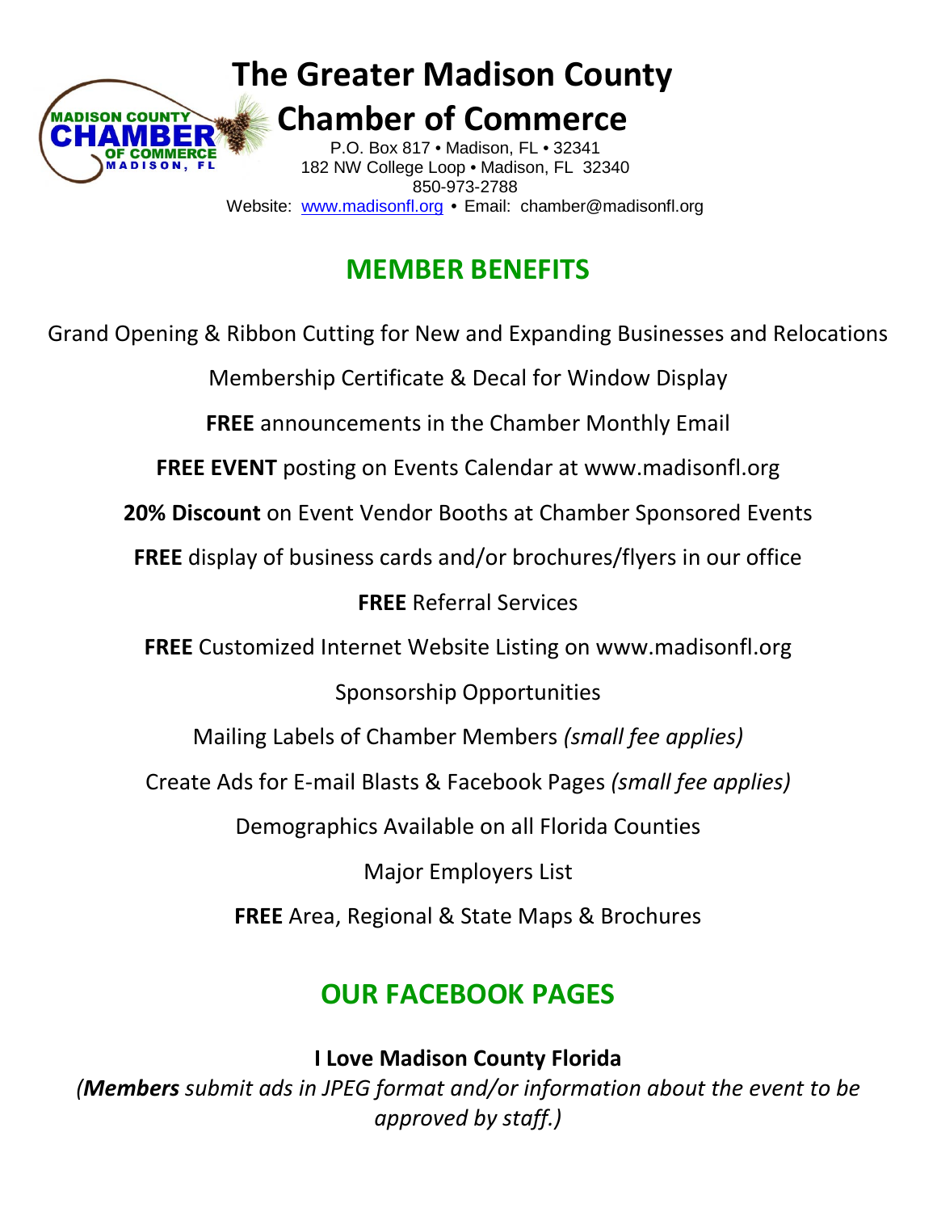# The Greater Madison County Chamber of Commerce

P.O. Box 817 • Madison, FL • 32341
182 NW College Loop • Madison, FL 32340
850-973-2788
Website: www.madisonfl.org • Email: chamber@madisonfl.org

## MEMBER BENEFITS

Grand Opening & Ribbon Cutting for New and Expanding Businesses and Relocations

Membership Certificate & Decal for Window Display

**FREE** announcements in the Chamber Monthly Email

**FREE EVENT** posting on Events Calendar at www.madisonfl.org

**20% Discount** on Event Vendor Booths at Chamber Sponsored Events

**FREE** display of business cards and/or brochures/flyers in our office

**FREE** Referral Services

**FREE** Customized Internet Website Listing on www.madisonfl.org

Sponsorship Opportunities

Mailing Labels of Chamber Members *(small fee applies)*

Create Ads for E-mail Blasts & Facebook Pages *(small fee applies)*

Demographics Available on all Florida Counties

Major Employers List

**FREE** Area, Regional & State Maps & Brochures

## OUR FACEBOOK PAGES

**I Love Madison County Florida**

*(**Members** submit ads in JPEG format and/or information about the event to be approved by staff.)*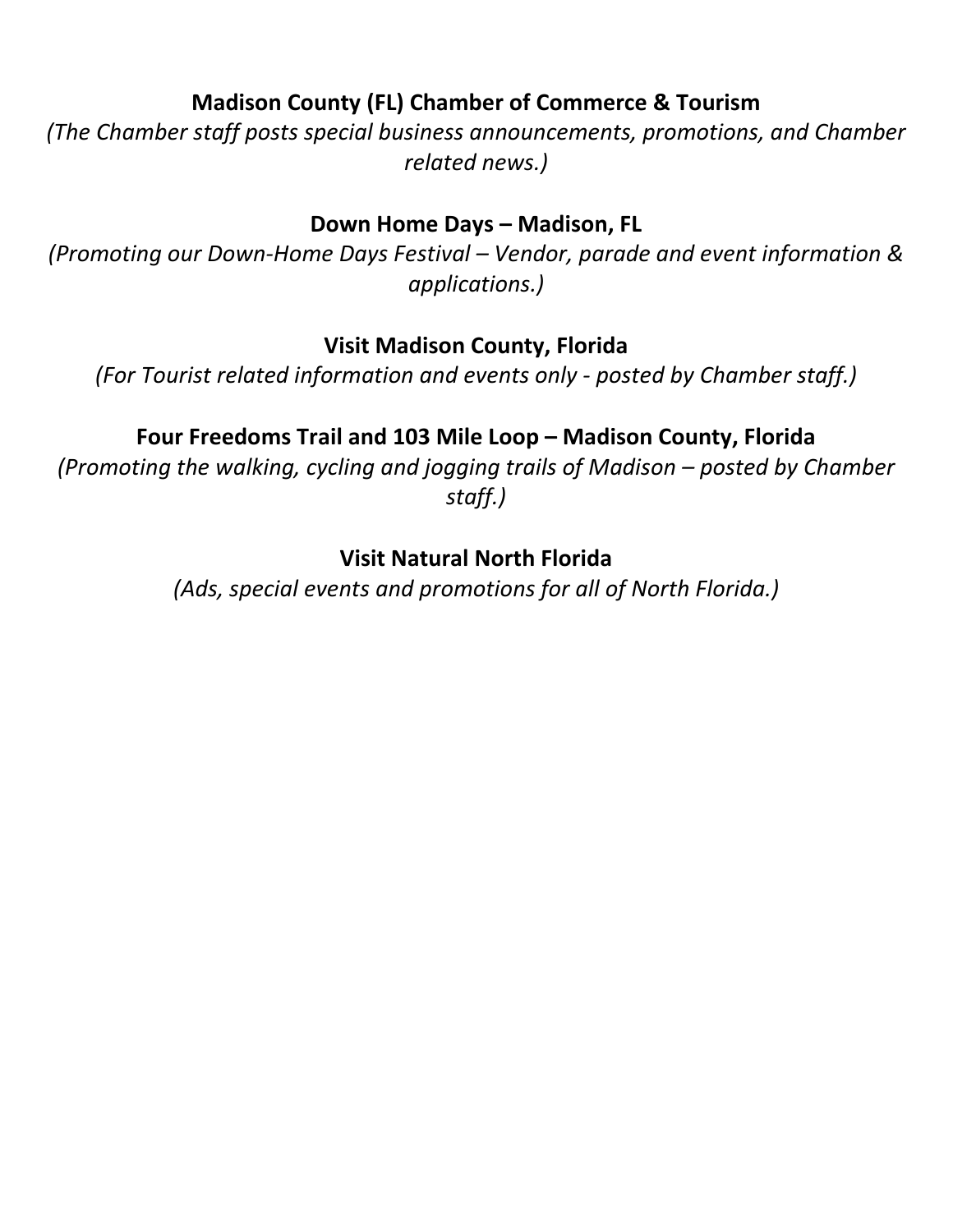**Madison County (FL) Chamber of Commerce & Tourism**

*(The Chamber staff posts special business announcements, promotions, and Chamber related news.)*

**Down Home Days – Madison, FL**

*(Promoting our Down-Home Days Festival – Vendor, parade and event information & applications.)*

**Visit Madison County, Florida**

*(For Tourist related information and events only - posted by Chamber staff.)*

**Four Freedoms Trail and 103 Mile Loop – Madison County, Florida**

*(Promoting the walking, cycling and jogging trails of Madison – posted by Chamber staff.)*

**Visit Natural North Florida**

*(Ads, special events and promotions for all of North Florida.)*